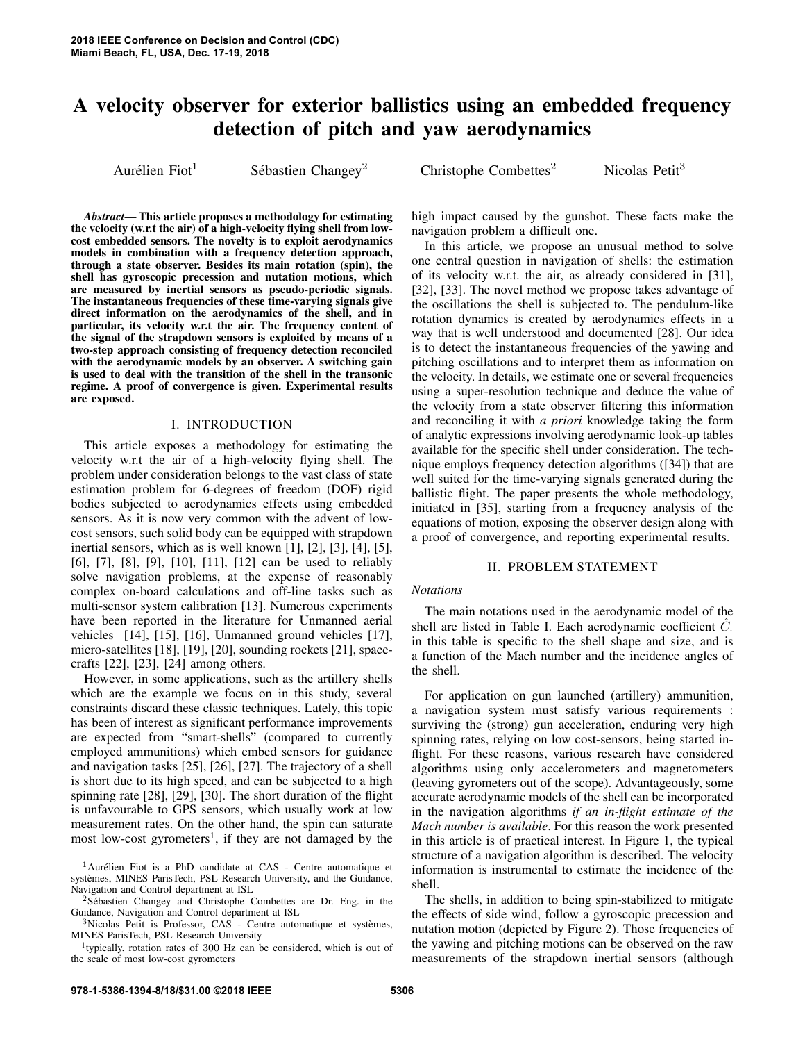# A velocity observer for exterior ballistics using an embedded frequency detection of pitch and yaw aerodynamics

Aurélien Fiot[1] Sébastien Changey[2] Christophe Combettes[2] Nicolas Petit[3]

***Abstract*— This article proposes a methodology for estimating the velocity (w.r.t the air) of a high-velocity flying shell from low-cost embedded sensors. The novelty is to exploit aerodynamics models in combination with a frequency detection approach, through a state observer. Besides its main rotation (spin), the shell has gyroscopic precession and nutation motions, which are measured by inertial sensors as pseudo-periodic signals. The instantaneous frequencies of these time-varying signals give direct information on the aerodynamics of the shell, and in particular, its velocity w.r.t the air. The frequency content of the signal of the strapdown sensors is exploited by means of a two-step approach consisting of frequency detection reconciled with the aerodynamic models by an observer. A switching gain is used to deal with the transition of the shell in the transonic regime. A proof of convergence is given. Experimental results are exposed.**

## I. INTRODUCTION

This article exposes a methodology for estimating the velocity w.r.t the air of a high-velocity flying shell. The problem under consideration belongs to the vast class of state estimation problem for 6-degrees of freedom (DOF) rigid bodies subjected to aerodynamics effects using embedded sensors. As it is now very common with the advent of low-cost sensors, such solid body can be equipped with strapdown inertial sensors, which as is well known [1], [2], [3], [4], [5], [6], [7], [8], [9], [10], [11], [12] can be used to reliably solve navigation problems, at the expense of reasonably complex on-board calculations and off-line tasks such as multi-sensor system calibration [13]. Numerous experiments have been reported in the literature for Unmanned aerial vehicles [14], [15], [16], Unmanned ground vehicles [17], micro-satellites [18], [19], [20], sounding rockets [21], spacecrafts [22], [23], [24] among others.

However, in some applications, such as the artillery shells which are the example we focus on in this study, several constraints discard these classic techniques. Lately, this topic has been of interest as significant performance improvements are expected from "smart-shells" (compared to currently employed ammunitions) which embed sensors for guidance and navigation tasks [25], [26], [27]. The trajectory of a shell is short due to its high speed, and can be subjected to a high spinning rate [28], [29], [30]. The short duration of the flight is unfavourable to GPS sensors, which usually work at low measurement rates. On the other hand, the spin can saturate most low-cost gyrometers[1], if they are not damaged by the high impact caused by the gunshot. These facts make the navigation problem a difficult one.

In this article, we propose an unusual method to solve one central question in navigation of shells: the estimation of its velocity w.r.t. the air, as already considered in [31], [32], [33]. The novel method we propose takes advantage of the oscillations the shell is subjected to. The pendulum-like rotation dynamics is created by aerodynamics effects in a way that is well understood and documented [28]. Our idea is to detect the instantaneous frequencies of the yawing and pitching oscillations and to interpret them as information on the velocity. In details, we estimate one or several frequencies using a super-resolution technique and deduce the value of the velocity from a state observer filtering this information and reconciling it with *a priori* knowledge taking the form of analytic expressions involving aerodynamic look-up tables available for the specific shell under consideration. The technique employs frequency detection algorithms ([34]) that are well suited for the time-varying signals generated during the ballistic flight. The paper presents the whole methodology, initiated in [35], starting from a frequency analysis of the equations of motion, exposing the observer design along with a proof of convergence, and reporting experimental results.

## II. PROBLEM STATEMENT

### *Notations*

The main notations used in the aerodynamic model of the shell are listed in Table I. Each aerodynamic coefficient $\hat{C}_{\cdot}$ in this table is specific to the shell shape and size, and is a function of the Mach number and the incidence angles of the shell.

For application on gun launched (artillery) ammunition, a navigation system must satisfy various requirements : surviving the (strong) gun acceleration, enduring very high spinning rates, relying on low cost-sensors, being started in-flight. For these reasons, various research have considered algorithms using only accelerometers and magnetometers (leaving gyrometers out of the scope). Advantageously, some accurate aerodynamic models of the shell can be incorporated in the navigation algorithms *if an in-flight estimate of the Mach number is available*. For this reason the work presented in this article is of practical interest. In Figure 1, the typical structure of a navigation algorithm is described. The velocity information is instrumental to estimate the incidence of the shell.

The shells, in addition to being spin-stabilized to mitigate the effects of side wind, follow a gyroscopic precession and nutation motion (depicted by Figure 2). Those frequencies of the yawing and pitching motions can be observed on the raw measurements of the strapdown inertial sensors (although

[1]Aurélien Fiot is a PhD candidate at CAS - Centre automatique et systèmes, MINES ParisTech, PSL Research University, and the Guidance, Navigation and Control department at ISL

[2]Sébastien Changey and Christophe Combettes are Dr. Eng. in the Guidance, Navigation and Control department at ISL

[3]Nicolas Petit is Professor, CAS - Centre automatique et systèmes, MINES ParisTech, PSL Research University

[1]typically, rotation rates of 300 Hz can be considered, which is out of the scale of most low-cost gyrometers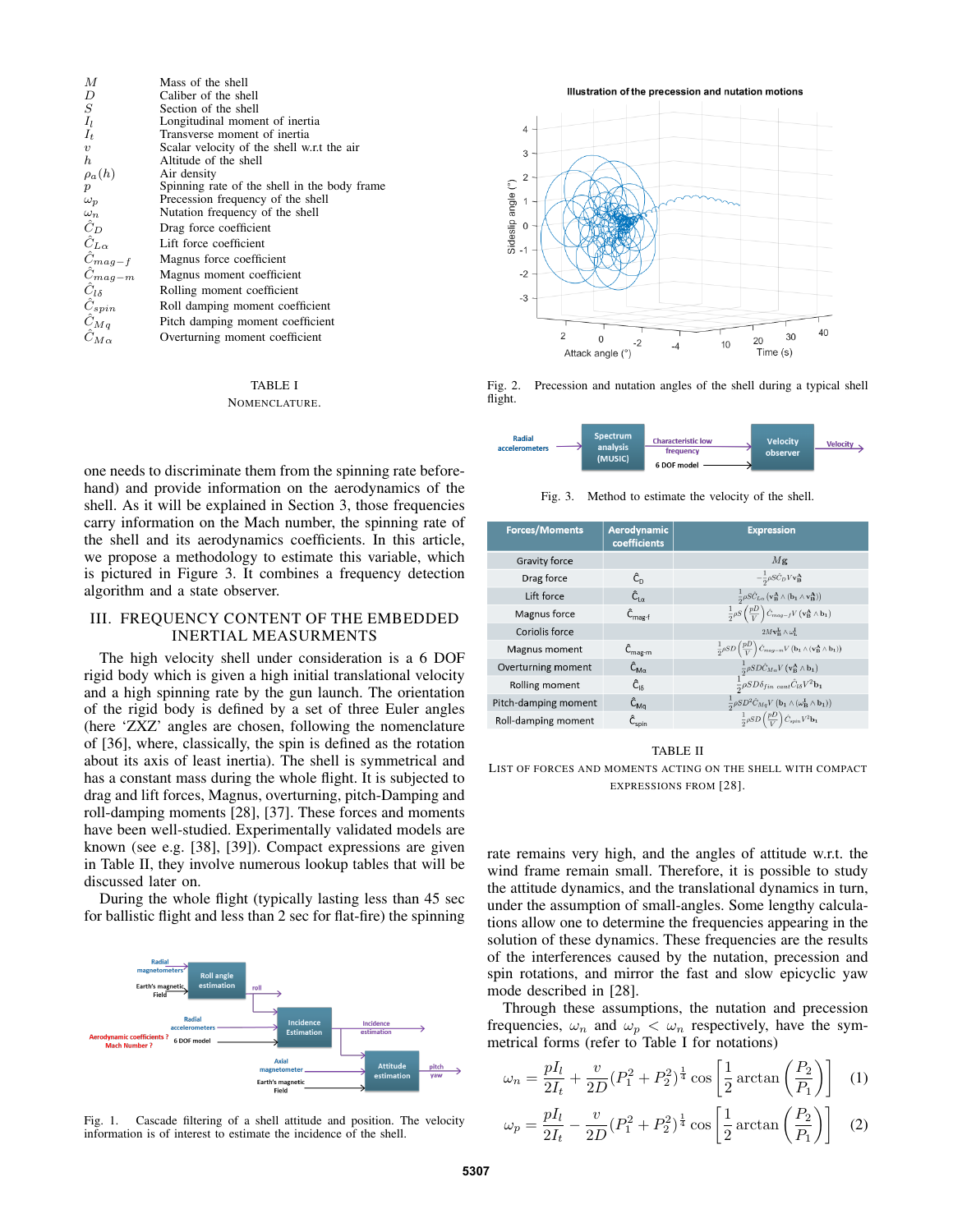| | |
|---|---|
| $M$ | Mass of the shell |
| $D$ | Caliber of the shell |
| $S$ | Section of the shell |
| $I_l$ | Longitudinal moment of inertia |
| $I_t$ | Transverse moment of inertia |
| $v$ | Scalar velocity of the shell w.r.t the air |
| $h$ | Altitude of the shell |
| $\rho_a(h)$ | Air density |
| $p$ | Spinning rate of the shell in the body frame |
| $\omega_p$ | Precession frequency of the shell |
| $\omega_n$ | Nutation frequency of the shell |
| $\hat{C}_D$ | Drag force coefficient |
| $\hat{C}_{L\alpha}$ | Lift force coefficient |
| $\hat{C}_{mag-f}$ | Magnus force coefficient |
| $\hat{C}_{mag-m}$ | Magnus moment coefficient |
| $\hat{C}_{l\delta}$ | Rolling moment coefficient |
| $\hat{C}_{spin}$ | Roll damping moment coefficient |
| $\hat{C}_{Mq}$ | Pitch damping moment coefficient |
| $\hat{C}_{M\alpha}$ | Overturning moment coefficient |

TABLE I

NOMENCLATURE.

one needs to discriminate them from the spinning rate beforehand) and provide information on the aerodynamics of the shell. As it will be explained in Section 3, those frequencies carry information on the Mach number, the spinning rate of the shell and its aerodynamics coefficients. In this article, we propose a methodology to estimate this variable, which is pictured in Figure 3. It combines a frequency detection algorithm and a state observer.

## III. FREQUENCY CONTENT OF THE EMBEDDED INERTIAL MEASURMENTS

The high velocity shell under consideration is a 6 DOF rigid body which is given a high initial translational velocity and a high spinning rate by the gun launch. The orientation of the rigid body is defined by a set of three Euler angles (here 'ZXZ' angles are chosen, following the nomenclature of [36], where, classically, the spin is defined as the rotation about its axis of least inertia). The shell is symmetrical and has a constant mass during the whole flight. It is subjected to drag and lift forces, Magnus, overturning, pitch-Damping and roll-damping moments [28], [37]. These forces and moments have been well-studied. Experimentally validated models are known (see e.g. [38], [39]). Compact expressions are given in Table II, they involve numerous lookup tables that will be discussed later on.

During the whole flight (typically lasting less than 45 sec for ballistic flight and less than 2 sec for flat-fire) the spinning

Fig. 1. Cascade filtering of a shell attitude and position. The velocity information is of interest to estimate the incidence of the shell.

Fig. 2. Precession and nutation angles of the shell during a typical shell flight.

Fig. 3. Method to estimate the velocity of the shell.

| Forces/Moments | Aerodynamic coefficients | Expression |
|---|---|---|
| Gravity force | | $Mg$ |
| Drag force | $\hat{C}_D$ | $-\frac{1}{2}\rho S\hat{C}_D V \mathbf{v}_\mathbf{B}^\mathbf{A}$ |
| Lift force | $\hat{C}_{L\alpha}$ | $\frac{1}{2}\rho S\hat{C}_{L\alpha}\left(\mathbf{v}_\mathbf{B}^\mathbf{A}\wedge(\mathbf{b_1}\wedge\mathbf{v}_\mathbf{B}^\mathbf{A})\right)$ |
| Magnus force | $\hat{C}_{mag\text{-}f}$ | $\frac{1}{2}\rho S\left(\frac{pD}{V}\right)\hat{C}_{mag-f}V\left(\mathbf{v}_\mathbf{B}^\mathbf{A}\wedge\mathbf{b_1}\right)$ |
| Coriolis force | | $2M\mathbf{v}_\mathbf{B}^\mathbf{A}\wedge\omega_L^I$ |
| Magnus moment | $\hat{C}_{mag\text{-}m}$ | $\frac{1}{2}\rho SD\left(\frac{pD}{V}\right)\hat{C}_{mag-m}V\left(\mathbf{b_1}\wedge(\mathbf{v}_\mathbf{B}^\mathbf{A}\wedge\mathbf{b_1})\right)$ |
| Overturning moment | $\hat{C}_{M\alpha}$ | $\frac{1}{2}\rho SD\hat{C}_{M\alpha}V\left(\mathbf{v}_\mathbf{B}^\mathbf{A}\wedge\mathbf{b_1}\right)$ |
| Rolling moment | $\hat{C}_{l\delta}$ | $\frac{1}{2}\rho SD\delta_{fin\ cant}\hat{C}_{l\delta}V^2\mathbf{b_1}$ |
| Pitch-damping moment | $\hat{C}_{Mq}$ | $\frac{1}{2}\rho SD^2\hat{C}_{Mq}V\left(\mathbf{b_1}\wedge(\omega_\mathbf{B}^\mathbf{I}\wedge\mathbf{b_1})\right)$ |
| Roll-damping moment | $\hat{C}_{spin}$ | $\frac{1}{2}\rho SD\left(\frac{pD}{V}\right)\hat{C}_{spin}V^2\mathbf{b_1}$ |

TABLE II

LIST OF FORCES AND MOMENTS ACTING ON THE SHELL WITH COMPACT EXPRESSIONS FROM [28].

rate remains very high, and the angles of attitude w.r.t. the wind frame remain small. Therefore, it is possible to study the attitude dynamics, and the translational dynamics in turn, under the assumption of small-angles. Some lengthy calculations allow one to determine the frequencies appearing in the solution of these dynamics. These frequencies are the results of the interferences caused by the nutation, precession and spin rotations, and mirror the fast and slow epicyclic yaw mode described in [28].

Through these assumptions, the nutation and precession frequencies, $\omega_n$ and $\omega_p < \omega_n$ respectively, have the symmetrical forms (refer to Table I for notations)

$$\omega_n = \frac{pI_l}{2I_t} + \frac{v}{2D}(P_1^2 + P_2^2)^{\frac{1}{4}}\cos\left[\frac{1}{2}\arctan\left(\frac{P_2}{P_1}\right)\right] \quad (1)$$

$$\omega_p = \frac{pI_l}{2I_t} - \frac{v}{2D}(P_1^2 + P_2^2)^{\frac{1}{4}}\cos\left[\frac{1}{2}\arctan\left(\frac{P_2}{P_1}\right)\right] \quad (2)$$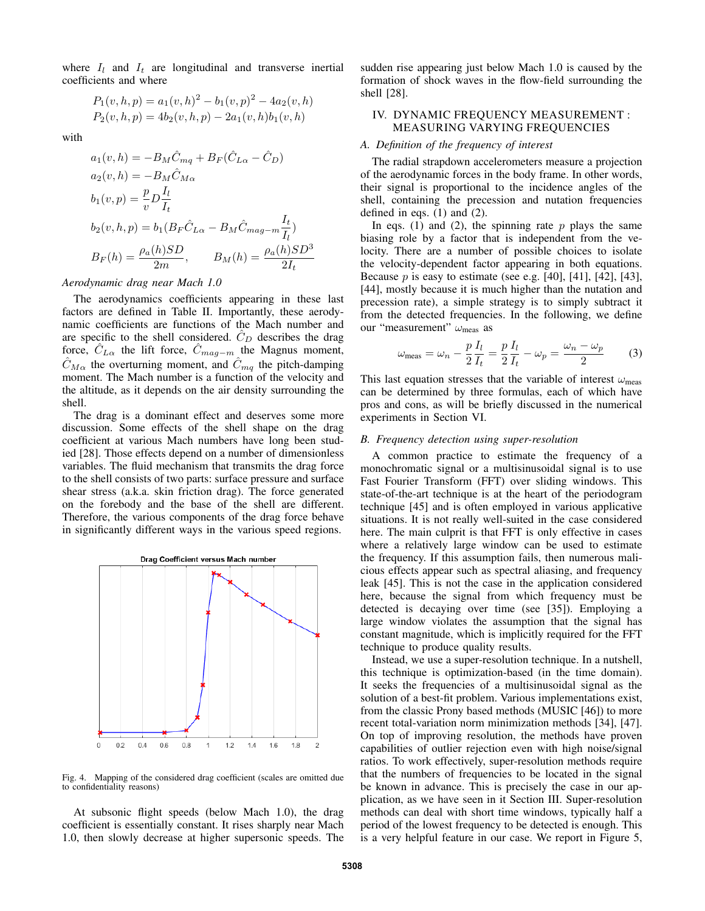where $I_l$ and $I_t$ are longitudinal and transverse inertial coefficients and where

$$P_1(v,h,p) = a_1(v,h)^2 - b_1(v,p)^2 - 4a_2(v,h)$$
$$P_2(v,h,p) = 4b_2(v,h,p) - 2a_1(v,h)b_1(v,h)$$

with

$$a_1(v,h) = -B_M\hat{C}_{mq} + B_F(\hat{C}_{L\alpha} - \hat{C}_D)$$
$$a_2(v,h) = -B_M\hat{C}_{M\alpha}$$
$$b_1(v,p) = \frac{p}{v}D\frac{I_l}{I_t}$$
$$b_2(v,h,p) = b_1(B_F\hat{C}_{L\alpha} - B_M\hat{C}_{mag-m}\frac{I_t}{I_l})$$
$$B_F(h) = \frac{\rho_a(h)SD}{2m}, \qquad B_M(h) = \frac{\rho_a(h)SD^3}{2I_t}$$

*Aerodynamic drag near Mach 1.0*

The aerodynamics coefficients appearing in these last factors are defined in Table II. Importantly, these aerodynamic coefficients are functions of the Mach number and are specific to the shell considered. $\hat{C}_D$ describes the drag force, $\hat{C}_{L\alpha}$ the lift force, $\hat{C}_{mag-m}$ the Magnus moment, $\hat{C}_{M\alpha}$ the overturning moment, and $\hat{C}_{mq}$ the pitch-damping moment. The Mach number is a function of the velocity and the altitude, as it depends on the air density surrounding the shell.

The drag is a dominant effect and deserves some more discussion. Some effects of the shell shape on the drag coefficient at various Mach numbers have long been studied [28]. Those effects depend on a number of dimensionless variables. The fluid mechanism that transmits the drag force to the shell consists of two parts: surface pressure and surface shear stress (a.k.a. skin friction drag). The force generated on the forebody and the base of the shell are different. Therefore, the various components of the drag force behave in significantly different ways in the various speed regions.

Fig. 4. Mapping of the considered drag coefficient (scales are omitted due to confidentiality reasons)

At subsonic flight speeds (below Mach 1.0), the drag coefficient is essentially constant. It rises sharply near Mach 1.0, then slowly decrease at higher supersonic speeds. The sudden rise appearing just below Mach 1.0 is caused by the formation of shock waves in the flow-field surrounding the shell [28].

## IV. Dynamic Frequency Measurement : Measuring Varying Frequencies

### *A. Definition of the frequency of interest*

The radial strapdown accelerometers measure a projection of the aerodynamic forces in the body frame. In other words, their signal is proportional to the incidence angles of the shell, containing the precession and nutation frequencies defined in eqs. (1) and (2).

In eqs. (1) and (2), the spinning rate $p$ plays the same biasing role by a factor that is independent from the velocity. There are a number of possible choices to isolate the velocity-dependent factor appearing in both equations. Because $p$ is easy to estimate (see e.g. [40], [41], [42], [43], [44], mostly because it is much higher than the nutation and precession rate), a simple strategy is to simply subtract it from the detected frequencies. In the following, we define our "measurement" $\omega_{\text{meas}}$ as

$$\omega_{\text{meas}} = \omega_n - \frac{p}{2}\frac{I_l}{I_t} = \frac{p}{2}\frac{I_l}{I_t} - \omega_p = \frac{\omega_n - \omega_p}{2} \tag{3}$$

This last equation stresses that the variable of interest $\omega_{\text{meas}}$ can be determined by three formulas, each of which have pros and cons, as will be briefly discussed in the numerical experiments in Section VI.

### *B. Frequency detection using super-resolution*

A common practice to estimate the frequency of a monochromatic signal or a multisinusoidal signal is to use Fast Fourier Transform (FFT) over sliding windows. This state-of-the-art technique is at the heart of the periodogram technique [45] and is often employed in various applicative situations. It is not really well-suited in the case considered here. The main culprit is that FFT is only effective in cases where a relatively large window can be used to estimate the frequency. If this assumption fails, then numerous malicious effects appear such as spectral aliasing, and frequency leak [45]. This is not the case in the application considered here, because the signal from which frequency must be detected is decaying over time (see [35]). Employing a large window violates the assumption that the signal has constant magnitude, which is implicitly required for the FFT technique to produce quality results.

Instead, we use a super-resolution technique. In a nutshell, this technique is optimization-based (in the time domain). It seeks the frequencies of a multisinusoidal signal as the solution of a best-fit problem. Various implementations exist, from the classic Prony based methods (MUSIC [46]) to more recent total-variation norm minimization methods [34], [47]. On top of improving resolution, the methods have proven capabilities of outlier rejection even with high noise/signal ratios. To work effectively, super-resolution methods require that the numbers of frequencies to be located in the signal be known in advance. This is precisely the case in our application, as we have seen in it Section III. Super-resolution methods can deal with short time windows, typically half a period of the lowest frequency to be detected is enough. This is a very helpful feature in our case. We report in Figure 5,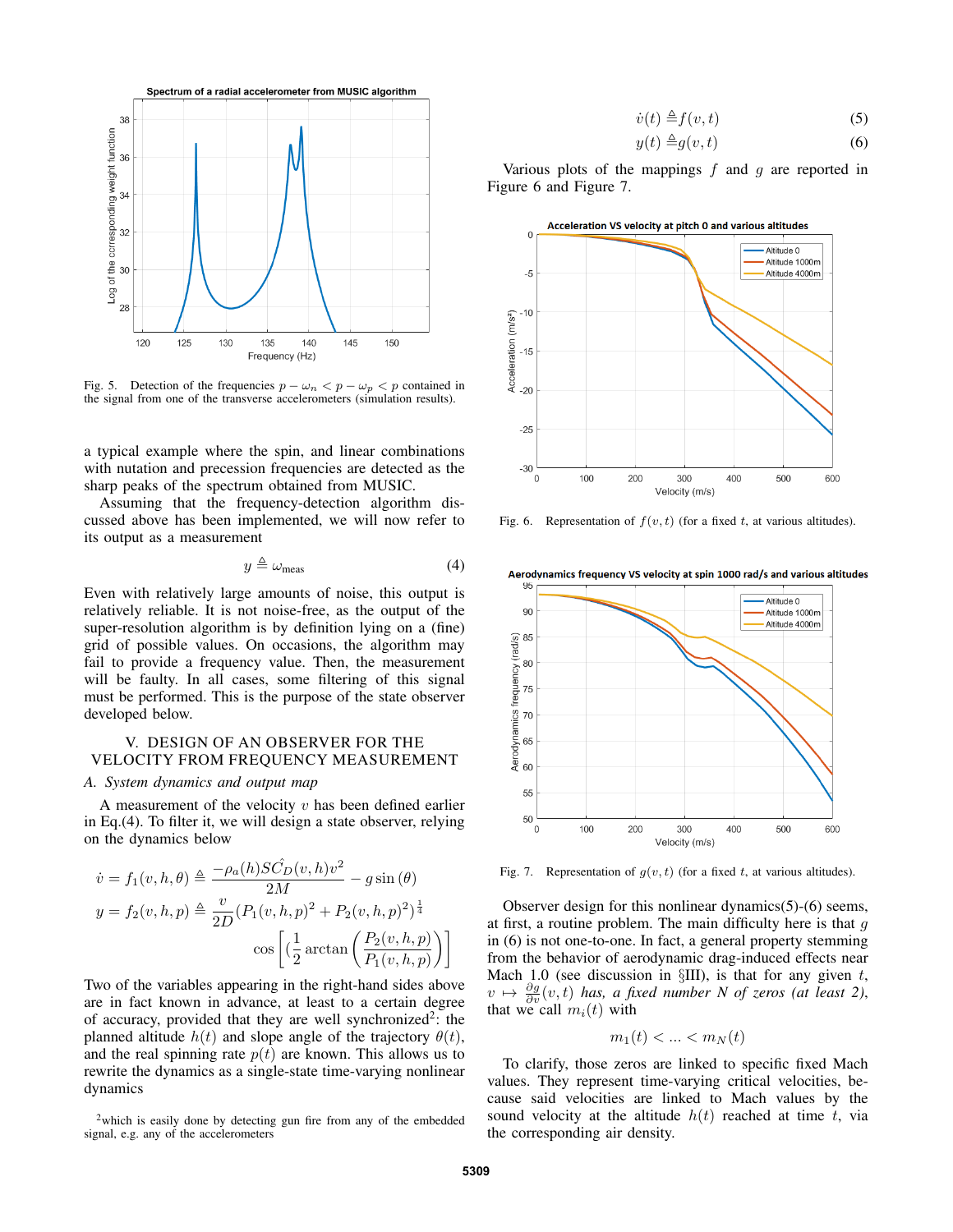Fig. 5. Detection of the frequencies $p - \omega_n < p - \omega_p < p$ contained in the signal from one of the transverse accelerometers (simulation results).

a typical example where the spin, and linear combinations with nutation and precession frequencies are detected as the sharp peaks of the spectrum obtained from MUSIC.

Assuming that the frequency-detection algorithm discussed above has been implemented, we will now refer to its output as a measurement

$$y \triangleq \omega_{\text{meas}} \tag{4}$$

Even with relatively large amounts of noise, this output is relatively reliable. It is not noise-free, as the output of the super-resolution algorithm is by definition lying on a (fine) grid of possible values. On occasions, the algorithm may fail to provide a frequency value. Then, the measurement will be faulty. In all cases, some filtering of this signal must be performed. This is the purpose of the state observer developed below.

## V. DESIGN OF AN OBSERVER FOR THE VELOCITY FROM FREQUENCY MEASUREMENT

### A. System dynamics and output map

A measurement of the velocity $v$ has been defined earlier in Eq.(4). To filter it, we will design a state observer, relying on the dynamics below

$$\dot{v} = f_1(v, h, \theta) \triangleq \frac{-\rho_a(h) S \hat{C_D}(v, h) v^2}{2M} - g \sin(\theta)$$

$$y = f_2(v, h, p) \triangleq \frac{v}{2D} (P_1(v, h, p)^2 + P_2(v, h, p)^2)^{\frac{1}{4}}$$

$$\cos\left[ \left(\frac{1}{2} \arctan\left(\frac{P_2(v, h, p)}{P_1(v, h, p)}\right)\right]$$

Two of the variables appearing in the right-hand sides above are in fact known in advance, at least to a certain degree of accuracy, provided that they are well synchronized[2]: the planned altitude $h(t)$ and slope angle of the trajectory $\theta(t)$, and the real spinning rate $p(t)$ are known. This allows us to rewrite the dynamics as a single-state time-varying nonlinear dynamics

$$\dot{v}(t) \triangleq f(v, t) \tag{5}$$

$$y(t) \triangleq g(v, t) \tag{6}$$

Various plots of the mappings $f$ and $g$ are reported in Figure 6 and Figure 7.

Fig. 6. Representation of $f(v, t)$ (for a fixed $t$, at various altitudes).

Fig. 7. Representation of $g(v, t)$ (for a fixed $t$, at various altitudes).

Observer design for this nonlinear dynamics(5)-(6) seems, at first, a routine problem. The main difficulty here is that $g$ in (6) is not one-to-one. In fact, a general property stemming from the behavior of aerodynamic drag-induced effects near Mach 1.0 (see discussion in §III), is that for any given $t$, $v \mapsto \frac{\partial g}{\partial v}(v, t)$ *has, a fixed number $N$ of zeros (at least 2)*, that we call $m_i(t)$ with

$$m_1(t) < ... < m_N(t)$$

To clarify, those zeros are linked to specific fixed Mach values. They represent time-varying critical velocities, because said velocities are linked to Mach values by the sound velocity at the altitude $h(t)$ reached at time $t$, via the corresponding air density.

[2] which is easily done by detecting gun fire from any of the embedded signal, e.g. any of the accelerometers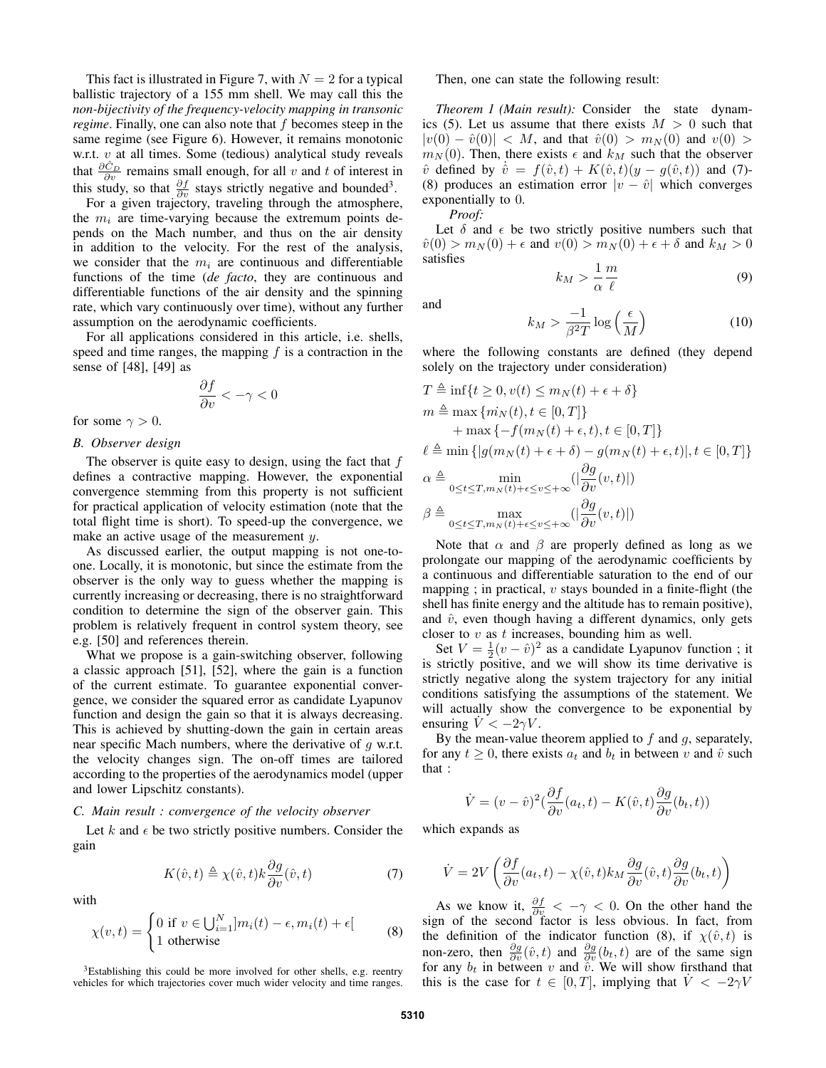This fact is illustrated in Figure 7, with $N = 2$ for a typical ballistic trajectory of a 155 mm shell. We may call this the *non-bijectivity of the frequency-velocity mapping in transonic regime*. Finally, one can also note that $f$ becomes steep in the same regime (see Figure 6). However, it remains monotonic w.r.t. $v$ at all times. Some (tedious) analytical study reveals that $\frac{\partial \hat{C}_D}{\partial v}$ remains small enough, for all $v$ and $t$ of interest in this study, so that $\frac{\partial f}{\partial v}$ stays strictly negative and bounded[3].

For a given trajectory, traveling through the atmosphere, the $m_i$ are time-varying because the extremum points depends on the Mach number, and thus on the air density in addition to the velocity. For the rest of the analysis, we consider that the $m_i$ are continuous and differentiable functions of the time (*de facto*, they are continuous and differentiable functions of the air density and the spinning rate, which vary continuously over time), without any further assumption on the aerodynamic coefficients.

For all applications considered in this article, i.e. shells, speed and time ranges, the mapping $f$ is a contraction in the sense of [48], [49] as

$$\frac{\partial f}{\partial v} < -\gamma < 0$$

for some $\gamma > 0$.

### B. Observer design

The observer is quite easy to design, using the fact that $f$ defines a contractive mapping. However, the exponential convergence stemming from this property is not sufficient for practical application of velocity estimation (note that the total flight time is short). To speed-up the convergence, we make an active usage of the measurement $y$.

As discussed earlier, the output mapping is not one-to-one. Locally, it is monotonic, but since the estimate from the observer is the only way to guess whether the mapping is currently increasing or decreasing, there is no straightforward condition to determine the sign of the observer gain. This problem is relatively frequent in control system theory, see e.g. [50] and references therein.

What we propose is a gain-switching observer, following a classic approach [51], [52], where the gain is a function of the current estimate. To guarantee exponential convergence, we consider the squared error as candidate Lyapunov function and design the gain so that it is always decreasing. This is achieved by shutting-down the gain in certain areas near specific Mach numbers, where the derivative of $g$ w.r.t. the velocity changes sign. The on-off times are tailored according to the properties of the aerodynamics model (upper and lower Lipschitz constants).

### C. Main result : convergence of the velocity observer

Let $k$ and $\epsilon$ be two strictly positive numbers. Consider the gain

$$K(\hat{v}, t) \triangleq \chi(\hat{v}, t) k \frac{\partial g}{\partial v}(\hat{v}, t) \tag{7}$$

with

$$\chi(v, t) = \begin{cases} 0 \text{ if } v \in \bigcup_{i=1}^{N} ]m_i(t) - \epsilon, m_i(t) + \epsilon[ \\ 1 \text{ otherwise} \end{cases} \tag{8}$$

[3] Establishing this could be more involved for other shells, e.g. reentry vehicles for which trajectories cover much wider velocity and time ranges.

Then, one can state the following result:

*Theorem 1 (Main result):* Consider the state dynamics (5). Let us assume that there exists $M > 0$ such that $|v(0) - \hat{v}(0)| < M$, and that $\hat{v}(0) > m_N(0)$ and $v(0) > m_N(0)$. Then, there exists $\epsilon$ and $k_M$ such that the observer $\hat{v}$ defined by $\dot{\hat{v}} = f(\hat{v}, t) + K(\hat{v}, t)(y - g(\hat{v}, t))$ and (7)-(8) produces an estimation error $|v - \hat{v}|$ which converges exponentially to 0.

*Proof:*

Let $\delta$ and $\epsilon$ be two strictly positive numbers such that $\hat{v}(0) > m_N(0) + \epsilon$ and $v(0) > m_N(0) + \epsilon + \delta$ and $k_M > 0$ satisfies

$$k_M > \frac{1}{\alpha} \frac{m}{\ell} \tag{9}$$

and

$$k_M > \frac{-1}{\beta^2 T} \log\left(\frac{\epsilon}{M}\right) \tag{10}$$

where the following constants are defined (they depend solely on the trajectory under consideration)

$$T \triangleq \inf\{t \geq 0, v(t) \leq m_N(t) + \epsilon + \delta\}$$

$$m \triangleq \max\{\dot{m_N}(t), t \in [0, T]\} + \max\{-f(m_N(t) + \epsilon, t), t \in [0, T]\}$$

$$\ell \triangleq \min\{|g(m_N(t) + \epsilon + \delta) - g(m_N(t) + \epsilon, t)|, t \in [0, T]\}$$

$$\alpha \triangleq \min_{0 \leq t \leq T, m_N(t) + \epsilon \leq v \leq +\infty} \left(\left|\frac{\partial g}{\partial v}(v, t)\right|\right)$$

$$\beta \triangleq \max_{0 \leq t \leq T, m_N(t) + \epsilon \leq v \leq +\infty} \left(\left|\frac{\partial g}{\partial v}(v, t)\right|\right)$$

Note that $\alpha$ and $\beta$ are properly defined as long as we prolongate our mapping of the aerodynamic coefficients by a continuous and differentiable saturation to the end of our mapping ; in practical, $v$ stays bounded in a finite-flight (the shell has finite energy and the altitude has to remain positive), and $\hat{v}$, even though having a different dynamics, only gets closer to $v$ as $t$ increases, bounding him as well.

Set $V = \frac{1}{2}(v - \hat{v})^2$ as a candidate Lyapunov function ; it is strictly positive, and we will show its time derivative is strictly negative along the system trajectory for any initial conditions satisfying the assumptions of the statement. We will actually show the convergence to be exponential by ensuring $\dot{V} < -2\gamma V$.

By the mean-value theorem applied to $f$ and $g$, separately, for any $t \geq 0$, there exists $a_t$ and $b_t$ in between $v$ and $\hat{v}$ such that :

$$\dot{V} = (v - \hat{v})^2 \left(\frac{\partial f}{\partial v}(a_t, t) - K(\hat{v}, t) \frac{\partial g}{\partial v}(b_t, t)\right)$$

which expands as

$$\dot{V} = 2V \left(\frac{\partial f}{\partial v}(a_t, t) - \chi(\hat{v}, t) k_M \frac{\partial g}{\partial v}(\hat{v}, t) \frac{\partial g}{\partial v}(b_t, t)\right)$$

As we know it, $\frac{\partial f}{\partial v} < -\gamma < 0$. On the other hand the sign of the second factor is less obvious. In fact, from the definition of the indicator function (8), if $\chi(\hat{v}, t)$ is non-zero, then $\frac{\partial g}{\partial v}(\hat{v}, t)$ and $\frac{\partial g}{\partial v}(b_t, t)$ are of the same sign for any $b_t$ in between $v$ and $\hat{v}$. We will show firsthand that this is the case for $t \in [0, T]$, implying that $\dot{V} < -2\gamma V$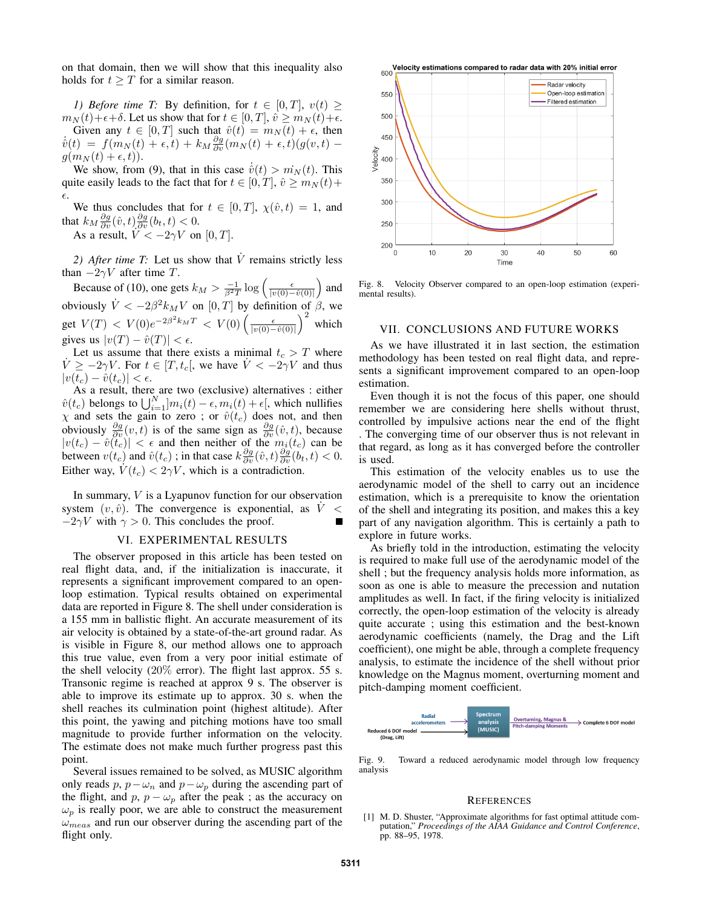on that domain, then we will show that this inequality also holds for $t \geq T$ for a similar reason.

*1) Before time T:* By definition, for $t \in [0, T]$, $v(t) \geq m_N(t)+\epsilon+\delta$. Let us show that for $t \in [0, T]$, $\hat{v} \geq m_N(t)+\epsilon$.

Given any $t \in [0, T]$ such that $\hat{v}(t) = m_N(t) + \epsilon$, then $\dot{\hat{v}}(t) = f(m_N(t) + \epsilon, t) + k_M \frac{\partial g}{\partial v}(m_N(t) + \epsilon, t)(g(v, t) - g(m_N(t) + \epsilon, t))$.

We show, from (9), that in this case $\dot{\hat{v}}(t) > \dot{m_N}(t)$. This quite easily leads to the fact that for $t \in [0, T]$, $\hat{v} \geq m_N(t)+\epsilon$.

We thus concludes that for $t \in [0, T]$, $\chi(\hat{v}, t) = 1$, and that $k_M \frac{\partial g}{\partial v}(\hat{v}, t) \frac{\partial g}{\partial v}(b_t, t) < 0$.

As a result, $\dot{V} < -2\gamma V$ on $[0, T]$.

*2) After time T:* Let us show that $\dot{V}$ remains strictly less than $-2\gamma V$ after time $T$.

Because of (10), one gets $k_M > \frac{-1}{\beta^2 T} \log\left(\frac{\epsilon}{|v(0)-\hat{v}(0)|}\right)$ and obviously $\dot{V} < -2\beta^2 k_M V$ on $[0, T]$ by definition of $\beta$, we get $V(T) < V(0)e^{-2\beta^2 k_M T} < V(0)\left(\frac{\epsilon}{|v(0)-\hat{v}(0)|}\right)^2$ which gives us $|v(T) - \hat{v}(T)| < \epsilon$.

Let us assume that there exists a minimal $t_c > T$ where $\dot{V} \geq -2\gamma V$. For $t \in [T, t_c[$, we have $\dot{V} < -2\gamma V$ and thus $|v(t_c) - \hat{v}(t_c)| < \epsilon$.

As a result, there are two (exclusive) alternatives : either $\hat{v}(t_c)$ belongs to $\bigcup_{i=1}^{N} ]m_i(t) - \epsilon, m_i(t) + \epsilon[$, which nullifies $\chi$ and sets the gain to zero ; or $\hat{v}(t_c)$ does not, and then obviously $\frac{\partial g}{\partial v}(v, t)$ is of the same sign as $\frac{\partial g}{\partial v}(\hat{v}, t)$, because $|v(t_c) - \hat{v}(t_c)| < \epsilon$ and then neither of the $m_i(t_c)$ can be between $v(t_c)$ and $\hat{v}(t_c)$ ; in that case $k \frac{\partial g}{\partial v}(\hat{v}, t) \frac{\partial g}{\partial v}(b_t, t) < 0$. Either way, $\dot{V}(t_c) < 2\gamma V$, which is a contradiction.

In summary, $V$ is a Lyapunov function for our observation system $(v, \hat{v})$. The convergence is exponential, as $\dot{V} < -2\gamma V$ with $\gamma > 0$. This concludes the proof. ∎

## VI. EXPERIMENTAL RESULTS

The observer proposed in this article has been tested on real flight data, and, if the initialization is inaccurate, it represents a significant improvement compared to an open-loop estimation. Typical results obtained on experimental data are reported in Figure 8. The shell under consideration is a 155 mm in ballistic flight. An accurate measurement of its air velocity is obtained by a state-of-the-art ground radar. As is visible in Figure 8, our method allows one to approach this true value, even from a very poor initial estimate of the shell velocity (20% error). The flight last approx. 55 s. Transonic regime is reached at approx 9 s. The observer is able to improve its estimate up to approx. 30 s. when the shell reaches its culmination point (highest altitude). After this point, the yawing and pitching motions have too small magnitude to provide further information on the velocity. The estimate does not make much further progress past this point.

Several issues remained to be solved, as MUSIC algorithm only reads $p$, $p - \omega_n$ and $p - \omega_p$ during the ascending part of the flight, and $p$, $p - \omega_p$ after the peak ; as the accuracy on $\omega_p$ is really poor, we are able to construct the measurement $\omega_{meas}$ and run our observer during the ascending part of the flight only.

Fig. 8. Velocity Observer compared to an open-loop estimation (experimental results).

## VII. CONCLUSIONS AND FUTURE WORKS

As we have illustrated it in last section, the estimation methodology has been tested on real flight data, and represents a significant improvement compared to an open-loop estimation.

Even though it is not the focus of this paper, one should remember we are considering here shells without thrust, controlled by impulsive actions near the end of the flight . The converging time of our observer thus is not relevant in that regard, as long as it has converged before the controller is used.

This estimation of the velocity enables us to use the aerodynamic model of the shell to carry out an incidence estimation, which is a prerequisite to know the orientation of the shell and integrating its position, and makes this a key part of any navigation algorithm. This is certainly a path to explore in future works.

As briefly told in the introduction, estimating the velocity is required to make full use of the aerodynamic model of the shell ; but the frequency analysis holds more information, as soon as one is able to measure the precession and nutation amplitudes as well. In fact, if the firing velocity is initialized correctly, the open-loop estimation of the velocity is already quite accurate ; using this estimation and the best-known aerodynamic coefficients (namely, the Drag and the Lift coefficient), one might be able, through a complete frequency analysis, to estimate the incidence of the shell without prior knowledge on the Magnus moment, overturning moment and pitch-damping moment coefficient.

Fig. 9. Toward a reduced aerodynamic model through low frequency analysis

## REFERENCES

[1] M. D. Shuster, "Approximate algorithms for fast optimal attitude computation," *Proceedings of the AIAA Guidance and Control Conference*, pp. 88–95, 1978.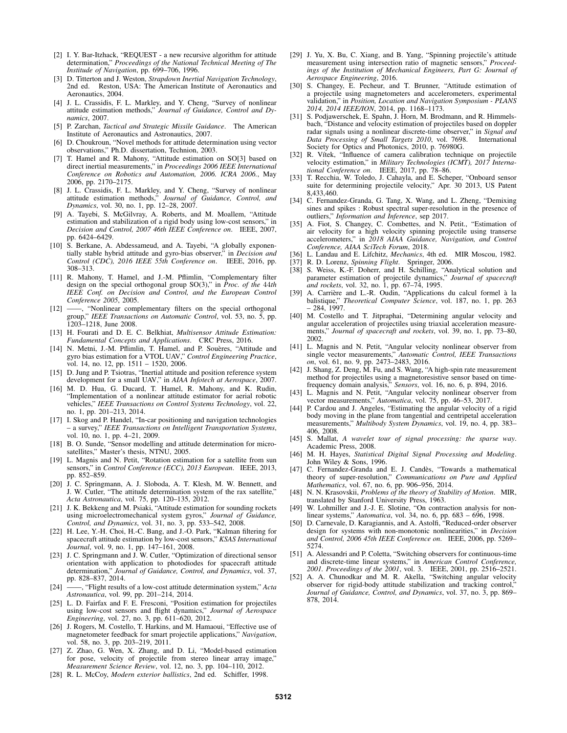[2] I. Y. Bar-Itzhack, "REQUEST - a new recursive algorithm for attitude determination," *Proceedings of the National Technical Meeting of The Institute of Navigation*, pp. 699–706, 1996.

[3] D. Titterton and J. Weston, *Strapdown Inertial Navigation Technology*, 2nd ed. Reston, USA: The American Institute of Aeronautics and Aeronautics, 2004.

[4] J. L. Crassidis, F. L. Markley, and Y. Cheng, "Survey of nonlinear attitude estimation methods," *Journal of Guidance, Control and Dynamics*, 2007.

[5] P. Zarchan, *Tactical and Strategic Missile Guidance*. The American Institute of Aeronautics and Astronautics, 2007.

[6] D. Choukroun, "Novel methods for attitude determination using vector observations," Ph.D. dissertation, Technion, 2003.

[7] T. Hamel and R. Mahony, "Attitude estimation on SO[3] based on direct inertial measurements," in *Proceedings 2006 IEEE International Conference on Robotics and Automation, 2006. ICRA 2006.*, May 2006, pp. 2170–2175.

[8] J. L. Crassidis, F. L. Markley, and Y. Cheng, "Survey of nonlinear attitude estimation methods," *Journal of Guidance, Control, and Dynamics*, vol. 30, no. 1, pp. 12–28, 2007.

[9] A. Tayebi, S. McGilvray, A. Roberts, and M. Moallem, "Attitude estimation and stabilization of a rigid body using low-cost sensors," in *Decision and Control, 2007 46th IEEE Conference on*. IEEE, 2007, pp. 6424–6429.

[10] S. Berkane, A. Abdessameud, and A. Tayebi, "A globally exponentially stable hybrid attitude and gyro-bias observer," in *Decision and Control (CDC), 2016 IEEE 55th Conference on*. IEEE, 2016, pp. 308–313.

[11] R. Mahony, T. Hamel, and J.-M. Pflimlin, "Complementary filter design on the special orthogonal group SO(3)," in *Proc. of the 44th IEEE Conf. on Decision and Control, and the European Control Conference 2005*, 2005.

[12] ——, "Nonlinear complementary filters on the special orthogonal group," *IEEE Transactions on Automatic Control*, vol. 53, no. 5, pp. 1203–1218, June 2008.

[13] H. Fourati and D. E. C. Belkhiat, *Multisensor Attitude Estimation: Fundamental Concepts and Applications*. CRC Press, 2016.

[14] N. Metni, J.-M. Pflimlin, T. Hamel, and P. Souères, "Attitude and gyro bias estimation for a VTOL UAV," *Control Engineering Practice*, vol. 14, no. 12, pp. 1511 – 1520, 2006.

[15] D. Jung and P. Tsiotras, "Inertial attitude and position reference system development for a small UAV," in *AIAA Infotech at Aerospace*, 2007.

[16] M. D. Hua, G. Ducard, T. Hamel, R. Mahony, and K. Rudin, "Implementation of a nonlinear attitude estimator for aerial robotic vehicles," *IEEE Transactions on Control Systems Technology*, vol. 22, no. 1, pp. 201–213, 2014.

[17] I. Skog and P. Handel, "In-car positioning and navigation technologies – a survey," *IEEE Transactions on Intelligent Transportation Systems*, vol. 10, no. 1, pp. 4–21, 2009.

[18] B. O. Sunde, "Sensor modelling and attitude determination for micro-satellites," Master's thesis, NTNU, 2005.

[19] L. Magnis and N. Petit, "Rotation estimation for a satellite from sun sensors," in *Control Conference (ECC), 2013 European*. IEEE, 2013, pp. 852–859.

[20] J. C. Springmann, A. J. Sloboda, A. T. Klesh, M. W. Bennett, and J. W. Cutler, "The attitude determination system of the rax satellite," *Acta Astronautica*, vol. 75, pp. 120–135, 2012.

[21] J. K. Bekkeng and M. Psiaki, "Attitude estimation for sounding rockets using microelectromechanical system gyros," *Journal of Guidance, Control, and Dynamics*, vol. 31, no. 3, pp. 533–542, 2008.

[22] H. Lee, Y.-H. Choi, H.-C. Bang, and J.-O. Park, "Kalman filtering for spacecraft attitude estimation by low-cost sensors," *KSAS International Journal*, vol. 9, no. 1, pp. 147–161, 2008.

[23] J. C. Springmann and J. W. Cutler, "Optimization of directional sensor orientation with application to photodiodes for spacecraft attitude determination," *Journal of Guidance, Control, and Dynamics*, vol. 37, pp. 828–837, 2014.

[24] ——, "Flight results of a low-cost attitude determination system," *Acta Astronautica*, vol. 99, pp. 201–214, 2014.

[25] L. D. Fairfax and F. E. Fresconi, "Position estimation for projectiles using low-cost sensors and flight dynamics," *Journal of Aerospace Engineering*, vol. 27, no. 3, pp. 611–620, 2012.

[26] J. Rogers, M. Costello, T. Harkins, and M. Hamaoui, "Effective use of magnetometer feedback for smart projectile applications," *Navigation*, vol. 58, no. 3, pp. 203–219, 2011.

[27] Z. Zhao, G. Wen, X. Zhang, and D. Li, "Model-based estimation for pose, velocity of projectile from stereo linear array image," *Measurement Science Review*, vol. 12, no. 3, pp. 104–110, 2012.

[28] R. L. McCoy, *Modern exterior ballistics*, 2nd ed. Schiffer, 1998.

[29] J. Yu, X. Bu, C. Xiang, and B. Yang, "Spinning projectile's attitude measurement using intersection ratio of magnetic sensors," *Proceedings of the Institution of Mechanical Engineers, Part G: Journal of Aerospace Engineering*, 2016.

[30] S. Changey, E. Pecheur, and T. Brunner, "Attitude estimation of a projectile using magnetometers and accelerometers, experimental validation," in *Position, Location and Navigation Symposium - PLANS 2014, 2014 IEEE/ION*, 2014, pp. 1168–1173.

[31] S. Podjawerschek, E. Spahn, J. Horn, M. Brodmann, and R. Himmelsbach, "Distance and velocity estimation of projectiles based on doppler radar signals using a nonlinear discrete-time observer," in *Signal and Data Processing of Small Targets 2010*, vol. 7698. International Society for Optics and Photonics, 2010, p. 76980G.

[32] R. Vítek, "Influence of camera calibration technique on projectile velocity estimation," in *Military Technologies (ICMT), 2017 International Conference on*. IEEE, 2017, pp. 78–86.

[33] T. Recchia, W. Toledo, J. Cahayla, and E. Scheper, "Onboard sensor suite for determining projectile velocity," Apr. 30 2013, US Patent 8,433,460.

[34] C. Fernandez-Granda, G. Tang, X. Wang, and L. Zheng, "Demixing sines and spikes : Robust spectral super-resolution in the presence of outliers," *Information and Inference*, sep 2017.

[35] A. Fiot, S. Changey, C. Combettes, and N. Petit., "Estimation of air velocity for a high velocity spinning projectile using transerse accelerometers," in *2018 AIAA Guidance, Navigation, and Control Conference, AIAA SciTech Forum*, 2018.

[36] L. Landau and E. Lifchitz, *Mechanics*, 4th ed. MIR Moscou, 1982.

[37] R. D. Lorenz, *Spinning Flight*. Springer, 2006.

[38] S. Weiss, K.-F. Doherr, and H. Schilling, "Analytical solution and parameter estimation of projectile dynamics," *Journal of spacecraft and rockets*, vol. 32, no. 1, pp. 67–74, 1995.

[39] A. Carrière and L.-R. Oudin, "Applications du calcul formel à la balistique," *Theoretical Computer Science*, vol. 187, no. 1, pp. 263 – 284, 1997.

[40] M. Costello and T. Jitpraphai, "Determining angular velocity and angular acceleration of projectiles using triaxial acceleration measurements," *Journal of spacecraft and rockets*, vol. 39, no. 1, pp. 73–80, 2002.

[41] L. Magnis and N. Petit, "Angular velocity nonlinear observer from single vector measurements," *Automatic Control, IEEE Transactions on*, vol. 61, no. 9, pp. 2473–2483, 2016.

[42] J. Shang, Z. Deng, M. Fu, and S. Wang, "A high-spin rate measurement method for projectiles using a magnetoresistive sensor based on time-frequency domain analysis," *Sensors*, vol. 16, no. 6, p. 894, 2016.

[43] L. Magnis and N. Petit, "Angular velocity nonlinear observer from vector measurements," *Automatica*, vol. 75, pp. 46–53, 2017.

[44] P. Cardou and J. Angeles, "Estimating the angular velocity of a rigid body moving in the plane from tangential and centripetal acceleration measurements," *Multibody System Dynamics*, vol. 19, no. 4, pp. 383–406, 2008.

[45] S. Mallat, *A wavelet tour of signal processing: the sparse way*. Academic Press, 2008.

[46] M. H. Hayes, *Statistical Digital Signal Processing and Modeling*. John Wiley & Sons, 1996.

[47] C. Fernandez-Granda and E. J. Candès, "Towards a mathematical theory of super-resolution," *Communications on Pure and Applied Mathematics*, vol. 67, no. 6, pp. 906–956, 2014.

[48] N. N. Krasovskii, *Problems of the theory of Stability of Motion*. MIR, translated by Stanford University Press, 1963.

[49] W. Lohmiller and J.-J. E. Slotine, "On contraction analysis for nonlinear systems," *Automatica*, vol. 34, no. 6, pp. 683 – 696, 1998.

[50] D. Carnevale, D. Karagiannis, and A. Astolfi, "Reduced-order observer design for systems with non-monotonic nonlinearities," in *Decision and Control, 2006 45th IEEE Conference on*. IEEE, 2006, pp. 5269–5274.

[51] A. Alessandri and P. Coletta, "Switching observers for continuous-time and discrete-time linear systems," in *American Control Conference, 2001. Proceedings of the 2001*, vol. 3. IEEE, 2001, pp. 2516–2521.

[52] A. A. Chunodkar and M. R. Akella, "Switching angular velocity observer for rigid-body attitude stabilization and tracking control," *Journal of Guidance, Control, and Dynamics*, vol. 37, no. 3, pp. 869–878, 2014.